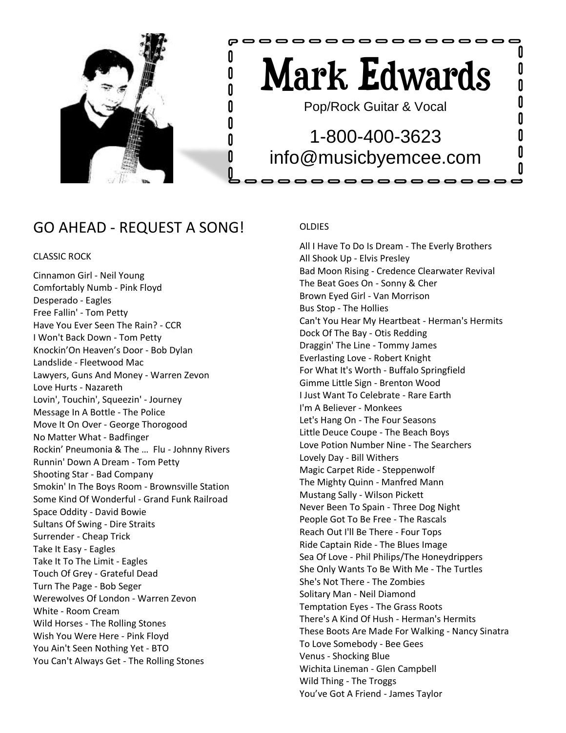# Mark Edwards

Pop/Rock Guitar & Vocal

1-800-400-3623
info@musicbyemcee.com

## GO AHEAD - REQUEST A SONG!

### CLASSIC ROCK

Cinnamon Girl - Neil Young
Comfortably Numb - Pink Floyd
Desperado - Eagles
Free Fallin' - Tom Petty
Have You Ever Seen The Rain? - CCR
I Won't Back Down - Tom Petty
Knockin'On Heaven's Door - Bob Dylan
Landslide - Fleetwood Mac
Lawyers, Guns And Money - Warren Zevon
Love Hurts - Nazareth
Lovin', Touchin', Squeezin' - Journey
Message In A Bottle - The Police
Move It On Over - George Thorogood
No Matter What - Badfinger
Rockin' Pneumonia & The … Flu - Johnny Rivers
Runnin' Down A Dream - Tom Petty
Shooting Star - Bad Company
Smokin' In The Boys Room - Brownsville Station
Some Kind Of Wonderful - Grand Funk Railroad
Space Oddity - David Bowie
Sultans Of Swing - Dire Straits
Surrender - Cheap Trick
Take It Easy - Eagles
Take It To The Limit - Eagles
Touch Of Grey - Grateful Dead
Turn The Page - Bob Seger
Werewolves Of London - Warren Zevon
White - Room Cream
Wild Horses - The Rolling Stones
Wish You Were Here - Pink Floyd
You Ain't Seen Nothing Yet - BTO
You Can't Always Get - The Rolling Stones

### OLDIES

All I Have To Do Is Dream - The Everly Brothers
All Shook Up - Elvis Presley
Bad Moon Rising - Credence Clearwater Revival
The Beat Goes On - Sonny & Cher
Brown Eyed Girl - Van Morrison
Bus Stop - The Hollies
Can't You Hear My Heartbeat - Herman's Hermits
Dock Of The Bay - Otis Redding
Draggin' The Line - Tommy James
Everlasting Love - Robert Knight
For What It's Worth - Buffalo Springfield
Gimme Little Sign - Brenton Wood
I Just Want To Celebrate - Rare Earth
I'm A Believer - Monkees
Let's Hang On - The Four Seasons
Little Deuce Coupe - The Beach Boys
Love Potion Number Nine - The Searchers
Lovely Day - Bill Withers
Magic Carpet Ride - Steppenwolf
The Mighty Quinn - Manfred Mann
Mustang Sally - Wilson Pickett
Never Been To Spain - Three Dog Night
People Got To Be Free - The Rascals
Reach Out I'll Be There - Four Tops
Ride Captain Ride - The Blues Image
Sea Of Love - Phil Philips/The Honeydrippers
She Only Wants To Be With Me - The Turtles
She's Not There - The Zombies
Solitary Man - Neil Diamond
Temptation Eyes - The Grass Roots
There's A Kind Of Hush - Herman's Hermits
These Boots Are Made For Walking - Nancy Sinatra
To Love Somebody - Bee Gees
Venus - Shocking Blue
Wichita Lineman - Glen Campbell
Wild Thing - The Troggs
You've Got A Friend - James Taylor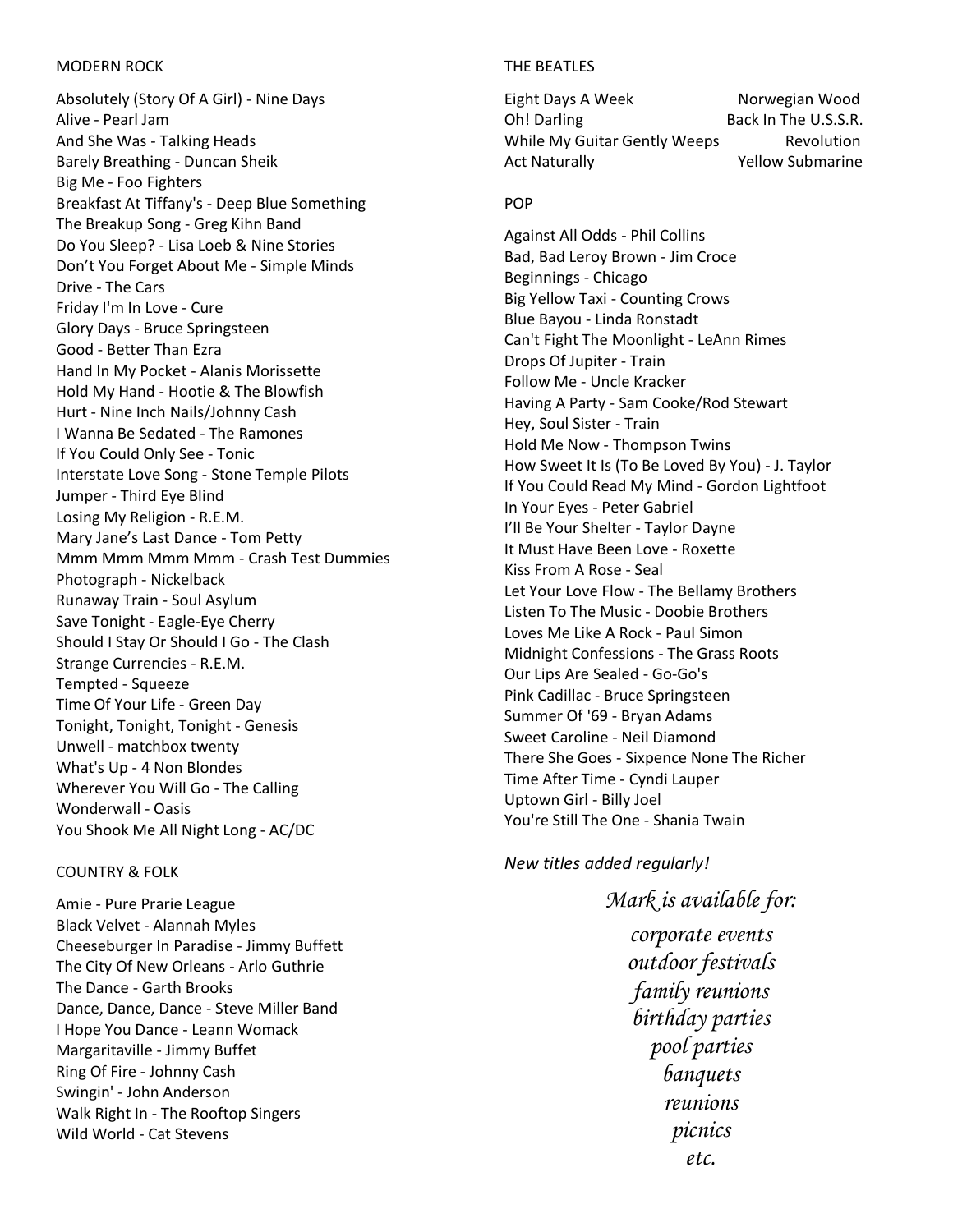## MODERN ROCK

Absolutely (Story Of A Girl) - Nine Days
Alive - Pearl Jam
And She Was - Talking Heads
Barely Breathing - Duncan Sheik
Big Me - Foo Fighters
Breakfast At Tiffany's - Deep Blue Something
The Breakup Song - Greg Kihn Band
Do You Sleep? - Lisa Loeb & Nine Stories
Don't You Forget About Me - Simple Minds
Drive - The Cars
Friday I'm In Love - Cure
Glory Days - Bruce Springsteen
Good - Better Than Ezra
Hand In My Pocket - Alanis Morissette
Hold My Hand - Hootie & The Blowfish
Hurt - Nine Inch Nails/Johnny Cash
I Wanna Be Sedated - The Ramones
If You Could Only See - Tonic
Interstate Love Song - Stone Temple Pilots
Jumper - Third Eye Blind
Losing My Religion - R.E.M.
Mary Jane's Last Dance - Tom Petty
Mmm Mmm Mmm Mmm - Crash Test Dummies
Photograph - Nickelback
Runaway Train - Soul Asylum
Save Tonight - Eagle-Eye Cherry
Should I Stay Or Should I Go - The Clash
Strange Currencies - R.E.M.
Tempted - Squeeze
Time Of Your Life - Green Day
Tonight, Tonight, Tonight - Genesis
Unwell - matchbox twenty
What's Up - 4 Non Blondes
Wherever You Will Go - The Calling
Wonderwall - Oasis
You Shook Me All Night Long - AC/DC

## COUNTRY & FOLK

Amie - Pure Prarie League
Black Velvet - Alannah Myles
Cheeseburger In Paradise - Jimmy Buffett
The City Of New Orleans - Arlo Guthrie
The Dance - Garth Brooks
Dance, Dance, Dance - Steve Miller Band
I Hope You Dance - Leann Womack
Margaritaville - Jimmy Buffet
Ring Of Fire - Johnny Cash
Swingin' - John Anderson
Walk Right In - The Rooftop Singers
Wild World - Cat Stevens

## THE BEATLES

Eight Days A Week
Oh! Darling
While My Guitar Gently Weeps
Act Naturally
Norwegian Wood
Back In The U.S.S.R.
Revolution
Yellow Submarine

## POP

Against All Odds - Phil Collins
Bad, Bad Leroy Brown - Jim Croce
Beginnings - Chicago
Big Yellow Taxi - Counting Crows
Blue Bayou - Linda Ronstadt
Can't Fight The Moonlight - LeAnn Rimes
Drops Of Jupiter - Train
Follow Me - Uncle Kracker
Having A Party - Sam Cooke/Rod Stewart
Hey, Soul Sister - Train
Hold Me Now - Thompson Twins
How Sweet It Is (To Be Loved By You) - J. Taylor
If You Could Read My Mind - Gordon Lightfoot
In Your Eyes - Peter Gabriel
I'll Be Your Shelter - Taylor Dayne
It Must Have Been Love - Roxette
Kiss From A Rose - Seal
Let Your Love Flow - The Bellamy Brothers
Listen To The Music - Doobie Brothers
Loves Me Like A Rock - Paul Simon
Midnight Confessions - The Grass Roots
Our Lips Are Sealed - Go-Go's
Pink Cadillac - Bruce Springsteen
Summer Of '69 - Bryan Adams
Sweet Caroline - Neil Diamond
There She Goes - Sixpence None The Richer
Time After Time - Cyndi Lauper
Uptown Girl - Billy Joel
You're Still The One - Shania Twain

*New titles added regularly!*

*Mark is available for:*

*corporate events*
*outdoor festivals*
*family reunions*
*birthday parties*
*pool parties*
*banquets*
*reunions*
*picnics*
*etc.*